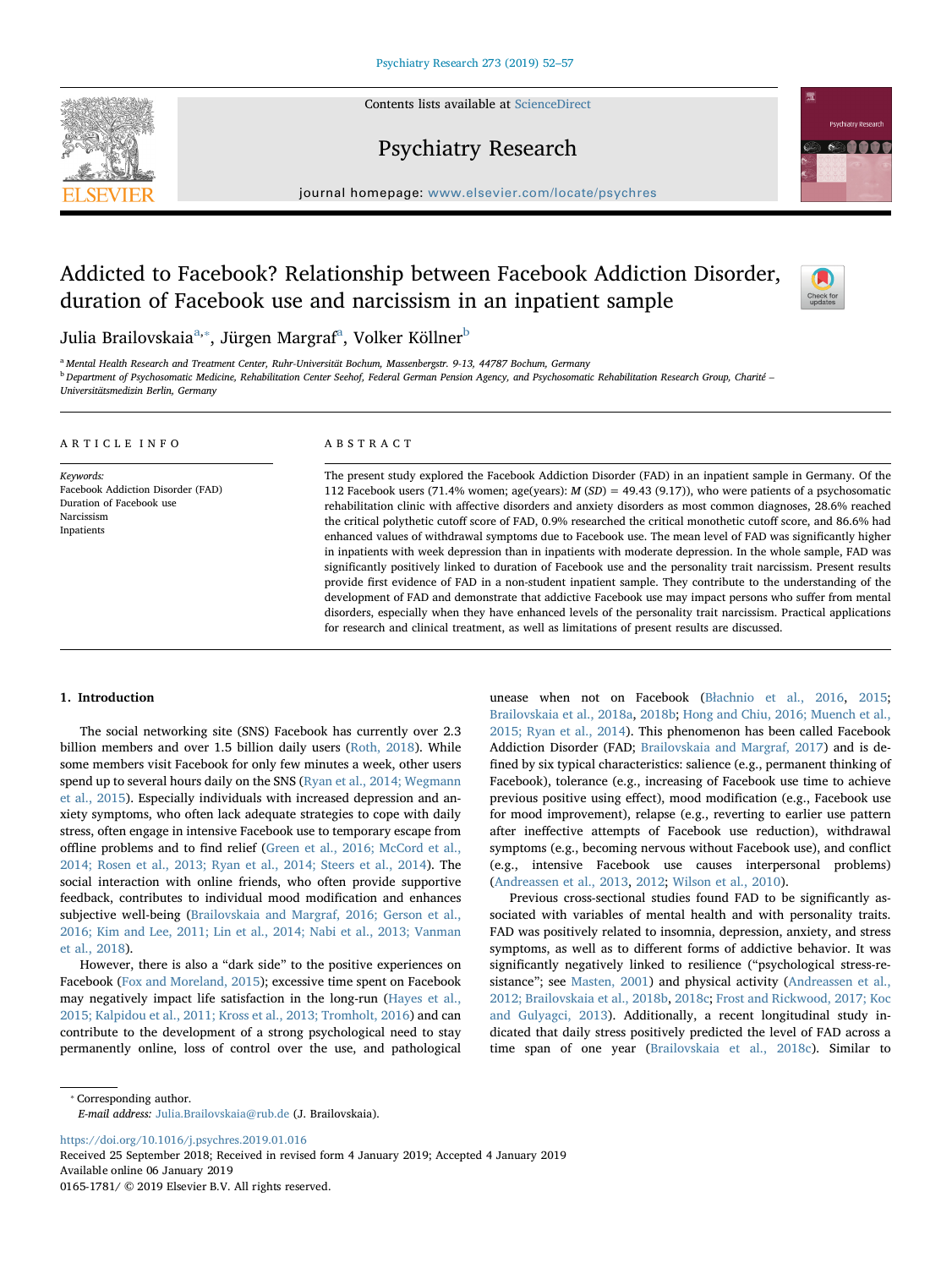# Addicted to Facebook? Relationship between Facebook Addiction Disorder, duration of Facebook use and narcissism in an inpatient sample

Julia Brailovskaia[a,*], Jürgen Margraf[a], Volker Köllner[b]

[a] Mental Health Research and Treatment Center, Ruhr-Universität Bochum, Massenbergstr. 9-13, 44787 Bochum, Germany

[b] Department of Psychosomatic Medicine, Rehabilitation Center Seehof, Federal German Pension Agency, and Psychosomatic Rehabilitation Research Group, Charité – Universitätsmedizin Berlin, Germany

## ARTICLE INFO

*Keywords:*
Facebook Addiction Disorder (FAD)
Duration of Facebook use
Narcissism
Inpatients

## ABSTRACT

The present study explored the Facebook Addiction Disorder (FAD) in an inpatient sample in Germany. Of the 112 Facebook users (71.4% women; age(years): *M* (*SD*) = 49.43 (9.17)), who were patients of a psychosomatic rehabilitation clinic with affective disorders and anxiety disorders as most common diagnoses, 28.6% reached the critical polythetic cutoff score of FAD, 0.9% researched the critical monothetic cutoff score, and 86.6% had enhanced values of withdrawal symptoms due to Facebook use. The mean level of FAD was significantly higher in inpatients with week depression than in inpatients with moderate depression. In the whole sample, FAD was significantly positively linked to duration of Facebook use and the personality trait narcissism. Present results provide first evidence of FAD in a non-student inpatient sample. They contribute to the understanding of the development of FAD and demonstrate that addictive Facebook use may impact persons who suffer from mental disorders, especially when they have enhanced levels of the personality trait narcissism. Practical applications for research and clinical treatment, as well as limitations of present results are discussed.

## 1. Introduction

The social networking site (SNS) Facebook has currently over 2.3 billion members and over 1.5 billion daily users (Roth, 2018). While some members visit Facebook for only few minutes a week, other users spend up to several hours daily on the SNS (Ryan et al., 2014; Wegmann et al., 2015). Especially individuals with increased depression and anxiety symptoms, who often lack adequate strategies to cope with daily stress, often engage in intensive Facebook use to temporary escape from offline problems and to find relief (Green et al., 2016; McCord et al., 2014; Rosen et al., 2013; Ryan et al., 2014; Steers et al., 2014). The social interaction with online friends, who often provide supportive feedback, contributes to individual mood modification and enhances subjective well-being (Brailovskaia and Margraf, 2016; Gerson et al., 2016; Kim and Lee, 2011; Lin et al., 2014; Nabi et al., 2013; Vanman et al., 2018).

However, there is also a "dark side" to the positive experiences on Facebook (Fox and Moreland, 2015); excessive time spent on Facebook may negatively impact life satisfaction in the long-run (Hayes et al., 2015; Kalpidou et al., 2011; Kross et al., 2013; Tromholt, 2016) and can contribute to the development of a strong psychological need to stay permanently online, loss of control over the use, and pathological unease when not on Facebook (Błachnio et al., 2016, 2015; Brailovskaia et al., 2018a, 2018b; Hong and Chiu, 2016; Muench et al., 2015; Ryan et al., 2014). This phenomenon has been called Facebook Addiction Disorder (FAD; Brailovskaia and Margraf, 2017) and is defined by six typical characteristics: salience (e.g., permanent thinking of Facebook), tolerance (e.g., increasing of Facebook use time to achieve previous positive using effect), mood modification (e.g., Facebook use for mood improvement), relapse (e.g., reverting to earlier use pattern after ineffective attempts of Facebook use reduction), withdrawal symptoms (e.g., becoming nervous without Facebook use), and conflict (e.g., intensive Facebook use causes interpersonal problems) (Andreassen et al., 2013, 2012; Wilson et al., 2010).

Previous cross-sectional studies found FAD to be significantly associated with variables of mental health and with personality traits. FAD was positively related to insomnia, depression, anxiety, and stress symptoms, as well as to different forms of addictive behavior. It was significantly negatively linked to resilience ("psychological stress-resistance"; see Masten, 2001) and physical activity (Andreassen et al., 2012; Brailovskaia et al., 2018b, 2018c; Frost and Rickwood, 2017; Koc and Gulyagci, 2013). Additionally, a recent longitudinal study indicated that daily stress positively predicted the level of FAD across a time span of one year (Brailovskaia et al., 2018c). Similar to

* Corresponding author.
*E-mail address:* Julia.Brailovskaia@rub.de (J. Brailovskaia).

https://doi.org/10.1016/j.psychres.2019.01.016
Received 25 September 2018; Received in revised form 4 January 2019; Accepted 4 January 2019
Available online 06 January 2019
0165-1781/ © 2019 Elsevier B.V. All rights reserved.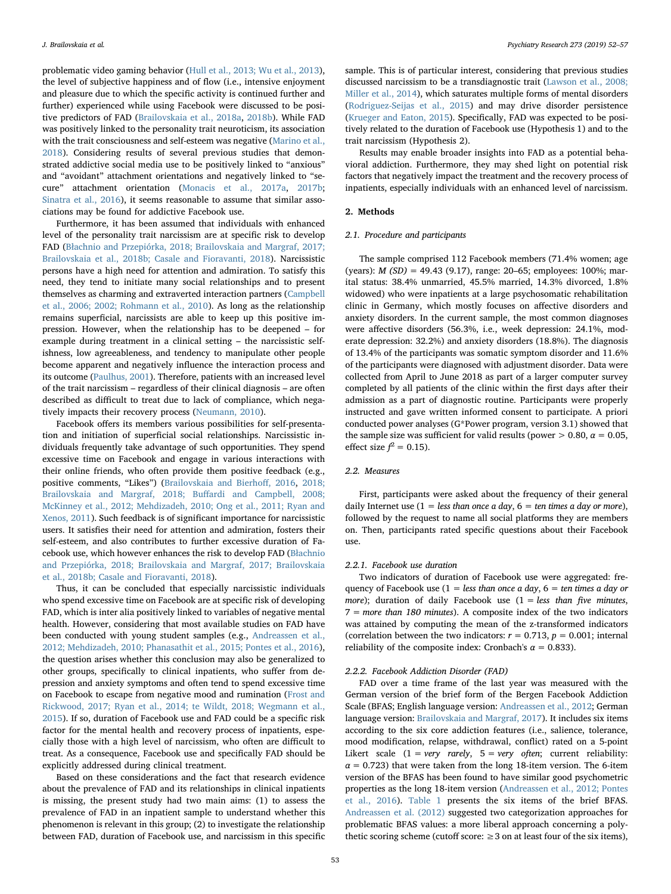problematic video gaming behavior (Hull et al., 2013; Wu et al., 2013), the level of subjective happiness and of flow (i.e., intensive enjoyment and pleasure due to which the specific activity is continued further and further) experienced while using Facebook were discussed to be positive predictors of FAD (Brailovskaia et al., 2018a, 2018b). While FAD was positively linked to the personality trait neuroticism, its association with the trait consciousness and self-esteem was negative (Marino et al., 2018). Considering results of several previous studies that demonstrated addictive social media use to be positively linked to "anxious" and "avoidant" attachment orientations and negatively linked to "secure" attachment orientation (Monacis et al., 2017a, 2017b; Sinatra et al., 2016), it seems reasonable to assume that similar associations may be found for addictive Facebook use.

Furthermore, it has been assumed that individuals with enhanced level of the personality trait narcissism are at specific risk to develop FAD (Błachnio and Przepiórka, 2018; Brailovskaia and Margraf, 2017; Brailovskaia et al., 2018b; Casale and Fioravanti, 2018). Narcissistic persons have a high need for attention and admiration. To satisfy this need, they tend to initiate many social relationships and to present themselves as charming and extraverted interaction partners (Campbell et al., 2006; 2002; Rohmann et al., 2010). As long as the relationship remains superficial, narcissists are able to keep up this positive impression. However, when the relationship has to be deepened – for example during treatment in a clinical setting – the narcissistic selfishness, low agreeableness, and tendency to manipulate other people become apparent and negatively influence the interaction process and its outcome (Paulhus, 2001). Therefore, patients with an increased level of the trait narcissism – regardless of their clinical diagnosis – are often described as difficult to treat due to lack of compliance, which negatively impacts their recovery process (Neumann, 2010).

Facebook offers its members various possibilities for self-presentation and initiation of superficial social relationships. Narcissistic individuals frequently take advantage of such opportunities. They spend excessive time on Facebook and engage in various interactions with their online friends, who often provide them positive feedback (e.g., positive comments, "Likes") (Brailovskaia and Bierhoff, 2016, 2018; Brailovskaia and Margraf, 2018; Buffardi and Campbell, 2008; McKinney et al., 2012; Mehdizadeh, 2010; Ong et al., 2011; Ryan and Xenos, 2011). Such feedback is of significant importance for narcissistic users. It satisfies their need for attention and admiration, fosters their self-esteem, and also contributes to further excessive duration of Facebook use, which however enhances the risk to develop FAD (Błachnio and Przepiórka, 2018; Brailovskaia and Margraf, 2017; Brailovskaia et al., 2018b; Casale and Fioravanti, 2018).

Thus, it can be concluded that especially narcissistic individuals who spend excessive time on Facebook are at specific risk of developing FAD, which is inter alia positively linked to variables of negative mental health. However, considering that most available studies on FAD have been conducted with young student samples (e.g., Andreassen et al., 2012; Mehdizadeh, 2010; Phanasathit et al., 2015; Pontes et al., 2016), the question arises whether this conclusion may also be generalized to other groups, specifically to clinical inpatients, who suffer from depression and anxiety symptoms and often tend to spend excessive time on Facebook to escape from negative mood and rumination (Frost and Rickwood, 2017; Ryan et al., 2014; te Wildt, 2018; Wegmann et al., 2015). If so, duration of Facebook use and FAD could be a specific risk factor for the mental health and recovery process of inpatients, especially those with a high level of narcissism, who often are difficult to treat. As a consequence, Facebook use and specifically FAD should be explicitly addressed during clinical treatment.

Based on these considerations and the fact that research evidence about the prevalence of FAD and its relationships in clinical inpatients is missing, the present study had two main aims: (1) to assess the prevalence of FAD in an inpatient sample to understand whether this phenomenon is relevant in this group; (2) to investigate the relationship between FAD, duration of Facebook use, and narcissism in this specific sample. This is of particular interest, considering that previous studies discussed narcissism to be a transdiagnostic trait (Lawson et al., 2008; Miller et al., 2014), which saturates multiple forms of mental disorders (Rodriguez-Seijas et al., 2015) and may drive disorder persistence (Krueger and Eaton, 2015). Specifically, FAD was expected to be positively related to the duration of Facebook use (Hypothesis 1) and to the trait narcissism (Hypothesis 2).

Results may enable broader insights into FAD as a potential behavioral addiction. Furthermore, they may shed light on potential risk factors that negatively impact the treatment and the recovery process of inpatients, especially individuals with an enhanced level of narcissism.

## 2. Methods

### 2.1. Procedure and participants

The sample comprised 112 Facebook members (71.4% women; age (years): *M (SD)* = 49.43 (9.17), range: 20–65; employees: 100%; marital status: 38.4% unmarried, 45.5% married, 14.3% divorced, 1.8% widowed) who were inpatients at a large psychosomatic rehabilitation clinic in Germany, which mostly focuses on affective disorders and anxiety disorders. In the current sample, the most common diagnoses were affective disorders (56.3%, i.e., week depression: 24.1%, moderate depression: 32.2%) and anxiety disorders (18.8%). The diagnosis of 13.4% of the participants was somatic symptom disorder and 11.6% of the participants were diagnosed with adjustment disorder. Data were collected from April to June 2018 as part of a larger computer survey completed by all patients of the clinic within the first days after their admission as a part of diagnostic routine. Participants were properly instructed and gave written informed consent to participate. A priori conducted power analyses (G*Power program, version 3.1) showed that the sample size was sufficient for valid results (power > 0.80, $\alpha = 0.05$, effect size $f^2 = 0.15$).

### 2.2. Measures

First, participants were asked about the frequency of their general daily Internet use (1 = *less than once a day*, 6 = *ten times a day or more*), followed by the request to name all social platforms they are members on. Then, participants rated specific questions about their Facebook use.

#### 2.2.1. Facebook use duration

Two indicators of duration of Facebook use were aggregated: frequency of Facebook use (1 = *less than once a day*, 6 = *ten times a day or more*); duration of daily Facebook use (1 = *less than five minutes*, 7 = *more than 180 minutes*). A composite index of the two indicators was attained by computing the mean of the z-transformed indicators (correlation between the two indicators: $r = 0.713$, $p = 0.001$; internal reliability of the composite index: Cronbach's $\alpha = 0.833$).

#### 2.2.2. Facebook Addiction Disorder (FAD)

FAD over a time frame of the last year was measured with the German version of the brief form of the Bergen Facebook Addiction Scale (BFAS; English language version: Andreassen et al., 2012; German language version: Brailovskaia and Margraf, 2017). It includes six items according to the six core addiction features (i.e., salience, tolerance, mood modification, relapse, withdrawal, conflict) rated on a 5-point Likert scale (1 = *very rarely*, 5 = *very often*; current reliability: $\alpha = 0.723$) that were taken from the long 18-item version. The 6-item version of the BFAS has been found to have similar good psychometric properties as the long 18-item version (Andreassen et al., 2012; Pontes et al., 2016). Table 1 presents the six items of the brief BFAS. Andreassen et al. (2012) suggested two categorization approaches for problematic BFAS values: a more liberal approach concerning a polythetic scoring scheme (cutoff score: ≥3 on at least four of the six items),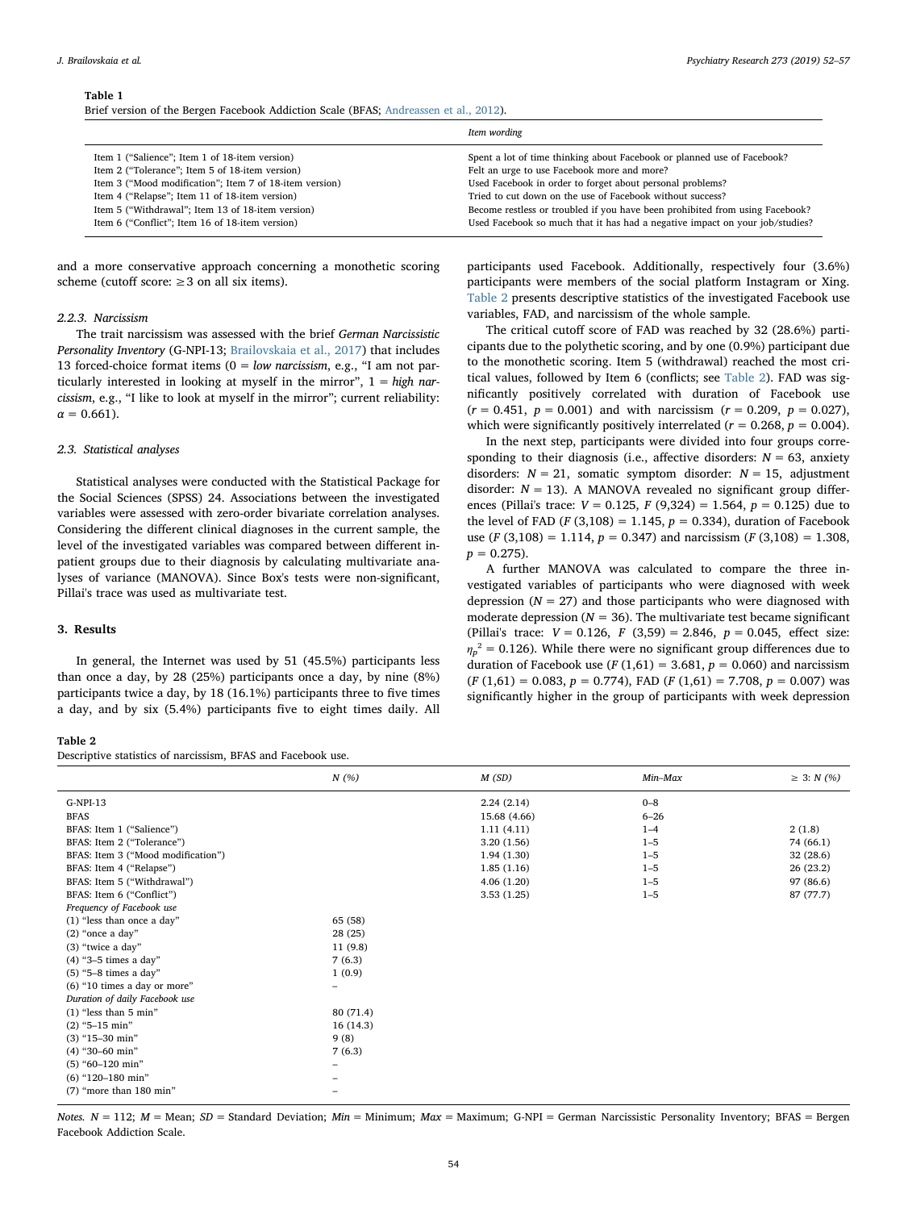**Table 1**
Brief version of the Bergen Facebook Addiction Scale (BFAS; Andreassen et al., 2012).

| | Item wording |
|---|---|
| Item 1 ("Salience"; Item 1 of 18-item version) | Spent a lot of time thinking about Facebook or planned use of Facebook? |
| Item 2 ("Tolerance"; Item 5 of 18-item version) | Felt an urge to use Facebook more and more? |
| Item 3 ("Mood modification"; Item 7 of 18-item version) | Used Facebook in order to forget about personal problems? |
| Item 4 ("Relapse"; Item 11 of 18-item version) | Tried to cut down on the use of Facebook without success? |
| Item 5 ("Withdrawal"; Item 13 of 18-item version) | Become restless or troubled if you have been prohibited from using Facebook? |
| Item 6 ("Conflict"; Item 16 of 18-item version) | Used Facebook so much that it has had a negative impact on your job/studies? |

and a more conservative approach concerning a monothetic scoring scheme (cutoff score: ≥3 on all six items).

#### 2.2.3. Narcissism

The trait narcissism was assessed with the brief *German Narcissistic Personality Inventory* (G-NPI-13; Brailovskaia et al., 2017) that includes 13 forced-choice format items (0 = *low narcissism*, e.g., "I am not particularly interested in looking at myself in the mirror", 1 = *high narcissism*, e.g., "I like to look at myself in the mirror"; current reliability: $\alpha = 0.661$).

### 2.3. Statistical analyses

Statistical analyses were conducted with the Statistical Package for the Social Sciences (SPSS) 24. Associations between the investigated variables were assessed with zero-order bivariate correlation analyses. Considering the different clinical diagnoses in the current sample, the level of the investigated variables was compared between different inpatient groups due to their diagnosis by calculating multivariate analyses of variance (MANOVA). Since Box's tests were non-significant, Pillai's trace was used as multivariate test.

## 3. Results

In general, the Internet was used by 51 (45.5%) participants less than once a day, by 28 (25%) participants once a day, by nine (8%) participants twice a day, by 18 (16.1%) participants three to five times a day, and by six (5.4%) participants five to eight times daily. All participants used Facebook. Additionally, respectively four (3.6%) participants were members of the social platform Instagram or Xing. Table 2 presents descriptive statistics of the investigated Facebook use variables, FAD, and narcissism of the whole sample.

The critical cutoff score of FAD was reached by 32 (28.6%) participants due to the polythetic scoring, and by one (0.9%) participant due to the monothetic scoring. Item 5 (withdrawal) reached the most critical values, followed by Item 6 (conflicts; see Table 2). FAD was significantly positively correlated with duration of Facebook use ($r = 0.451$, $p = 0.001$) and with narcissism ($r = 0.209$, $p = 0.027$), which were significantly positively interrelated ($r = 0.268$, $p = 0.004$).

In the next step, participants were divided into four groups corresponding to their diagnosis (i.e., affective disorders: $N = 63$, anxiety disorders: $N = 21$, somatic symptom disorder: $N = 15$, adjustment disorder: $N = 13$). A MANOVA revealed no significant group differences (Pillai's trace: $V = 0.125$, $F$ (9,324) = 1.564, $p = 0.125$) due to the level of FAD ($F$ (3,108) = 1.145, $p = 0.334$), duration of Facebook use ($F$ (3,108) = 1.114, $p = 0.347$) and narcissism ($F$ (3,108) = 1.308, $p = 0.275$).

A further MANOVA was calculated to compare the three investigated variables of participants who were diagnosed with week depression ($N = 27$) and those participants who were diagnosed with moderate depression ($N = 36$). The multivariate test became significant (Pillai's trace: $V = 0.126$, $F$ (3,59) = 2.846, $p = 0.045$, effect size: $\eta_p^2 = 0.126$). While there were no significant group differences due to duration of Facebook use ($F$ (1,61) = 3.681, $p = 0.060$) and narcissism ($F$ (1,61) = 0.083, $p = 0.774$), FAD ($F$ (1,61) = 7.708, $p = 0.007$) was significantly higher in the group of participants with week depression

**Table 2**
Descriptive statistics of narcissism, BFAS and Facebook use.

| | *N (%)* | *M (SD)* | *Min–Max* | ≥ 3: *N (%)* |
|---|---|---|---|---|
| G-NPI-13 | | 2.24 (2.14) | 0–8 | |
| BFAS | | 15.68 (4.66) | 6–26 | |
| BFAS: Item 1 ("Salience") | | 1.11 (4.11) | 1–4 | 2 (1.8) |
| BFAS: Item 2 ("Tolerance") | | 3.20 (1.56) | 1–5 | 74 (66.1) |
| BFAS: Item 3 ("Mood modification") | | 1.94 (1.30) | 1–5 | 32 (28.6) |
| BFAS: Item 4 ("Relapse") | | 1.85 (1.16) | 1–5 | 26 (23.2) |
| BFAS: Item 5 ("Withdrawal") | | 4.06 (1.20) | 1–5 | 97 (86.6) |
| BFAS: Item 6 ("Conflict") | | 3.53 (1.25) | 1–5 | 87 (77.7) |
| *Frequency of Facebook use* | | | | |
| (1) "less than once a day" | 65 (58) | | | |
| (2) "once a day" | 28 (25) | | | |
| (3) "twice a day" | 11 (9.8) | | | |
| (4) "3–5 times a day" | 7 (6.3) | | | |
| (5) "5–8 times a day" | 1 (0.9) | | | |
| (6) "10 times a day or more" | – | | | |
| *Duration of daily Facebook use* | | | | |
| (1) "less than 5 min" | 80 (71.4) | | | |
| (2) "5–15 min" | 16 (14.3) | | | |
| (3) "15–30 min" | 9 (8) | | | |
| (4) "30–60 min" | 7 (6.3) | | | |
| (5) "60–120 min" | – | | | |
| (6) "120–180 min" | – | | | |
| (7) "more than 180 min" | – | | | |

*Notes.* $N = 112$; *M* = Mean; *SD* = Standard Deviation; *Min* = Minimum; *Max* = Maximum; G-NPI = German Narcissistic Personality Inventory; BFAS = Bergen Facebook Addiction Scale.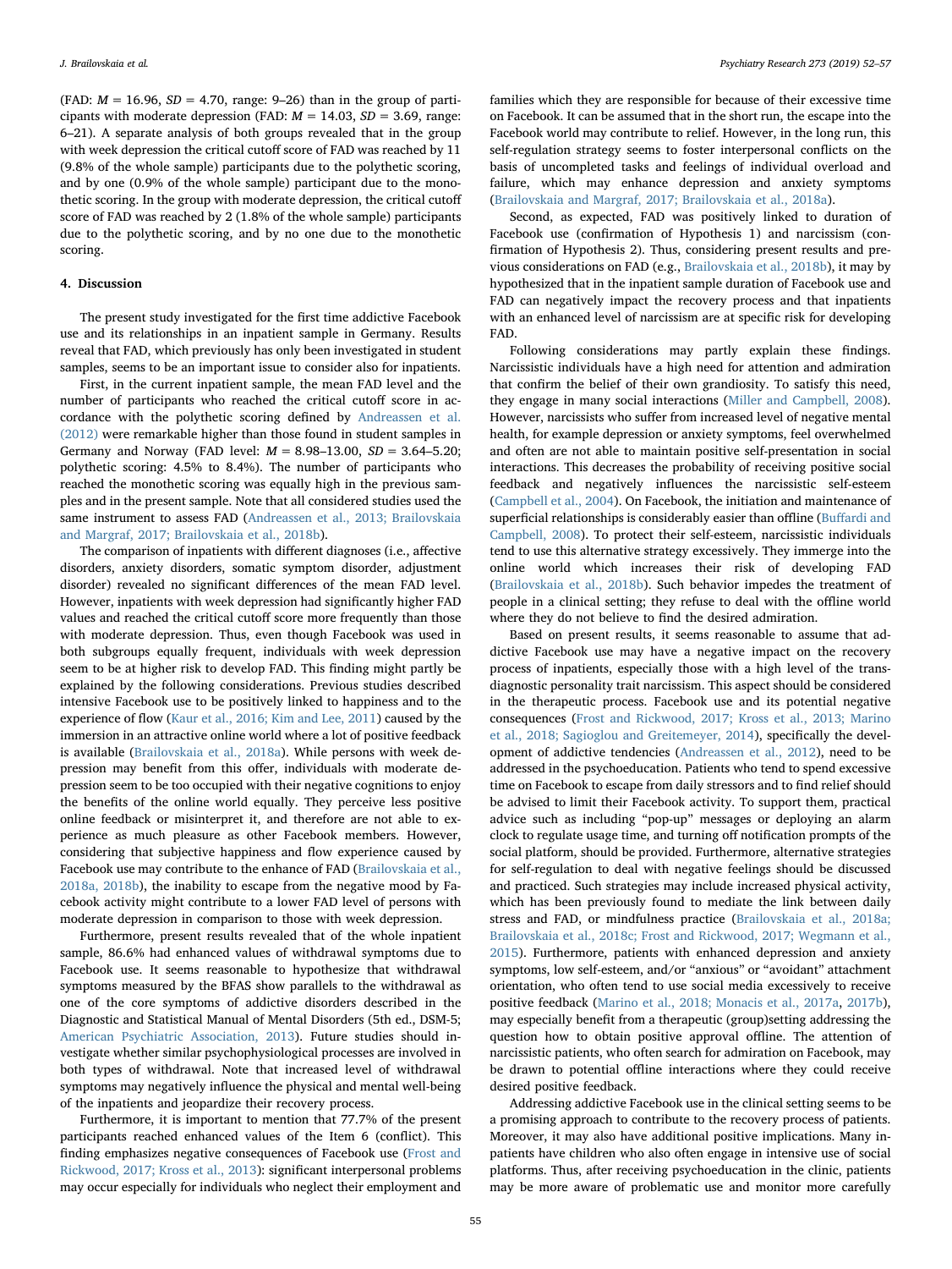(FAD: $M = 16.96$, $SD = 4.70$, range: 9–26) than in the group of participants with moderate depression (FAD: $M = 14.03$, $SD = 3.69$, range: 6–21). A separate analysis of both groups revealed that in the group with week depression the critical cutoff score of FAD was reached by 11 (9.8% of the whole sample) participants due to the polythetic scoring, and by one (0.9% of the whole sample) participant due to the monothetic scoring. In the group with moderate depression, the critical cutoff score of FAD was reached by 2 (1.8% of the whole sample) participants due to the polythetic scoring, and by no one due to the monothetic scoring.

## 4. Discussion

The present study investigated for the first time addictive Facebook use and its relationships in an inpatient sample in Germany. Results reveal that FAD, which previously has only been investigated in student samples, seems to be an important issue to consider also for inpatients.

First, in the current inpatient sample, the mean FAD level and the number of participants who reached the critical cutoff score in accordance with the polythetic scoring defined by Andreassen et al. (2012) were remarkable higher than those found in student samples in Germany and Norway (FAD level: $M = 8.98–13.00$, $SD = 3.64–5.20$; polythetic scoring: 4.5% to 8.4%). The number of participants who reached the monothetic scoring was equally high in the previous samples and in the present sample. Note that all considered studies used the same instrument to assess FAD (Andreassen et al., 2013; Brailovskaia and Margraf, 2017; Brailovskaia et al., 2018b).

The comparison of inpatients with different diagnoses (i.e., affective disorders, anxiety disorders, somatic symptom disorder, adjustment disorder) revealed no significant differences of the mean FAD level. However, inpatients with week depression had significantly higher FAD values and reached the critical cutoff score more frequently than those with moderate depression. Thus, even though Facebook was used in both subgroups equally frequent, individuals with week depression seem to be at higher risk to develop FAD. This finding might partly be explained by the following considerations. Previous studies described intensive Facebook use to be positively linked to happiness and to the experience of flow (Kaur et al., 2016; Kim and Lee, 2011) caused by the immersion in an attractive online world where a lot of positive feedback is available (Brailovskaia et al., 2018a). While persons with week depression may benefit from this offer, individuals with moderate depression seem to be too occupied with their negative cognitions to enjoy the benefits of the online world equally. They perceive less positive online feedback or misinterpret it, and therefore are not able to experience as much pleasure as other Facebook members. However, considering that subjective happiness and flow experience caused by Facebook use may contribute to the enhance of FAD (Brailovskaia et al., 2018a, 2018b), the inability to escape from the negative mood by Facebook activity might contribute to a lower FAD level of persons with moderate depression in comparison to those with week depression.

Furthermore, present results revealed that of the whole inpatient sample, 86.6% had enhanced values of withdrawal symptoms due to Facebook use. It seems reasonable to hypothesize that withdrawal symptoms measured by the BFAS show parallels to the withdrawal as one of the core symptoms of addictive disorders described in the Diagnostic and Statistical Manual of Mental Disorders (5th ed., DSM-5; American Psychiatric Association, 2013). Future studies should investigate whether similar psychophysiological processes are involved in both types of withdrawal. Note that increased level of withdrawal symptoms may negatively influence the physical and mental well-being of the inpatients and jeopardize their recovery process.

Furthermore, it is important to mention that 77.7% of the present participants reached enhanced values of the Item 6 (conflict). This finding emphasizes negative consequences of Facebook use (Frost and Rickwood, 2017; Kross et al., 2013): significant interpersonal problems may occur especially for individuals who neglect their employment and families which they are responsible for because of their excessive time on Facebook. It can be assumed that in the short run, the escape into the Facebook world may contribute to relief. However, in the long run, this self-regulation strategy seems to foster interpersonal conflicts on the basis of uncompleted tasks and feelings of individual overload and failure, which may enhance depression and anxiety symptoms (Brailovskaia and Margraf, 2017; Brailovskaia et al., 2018a).

Second, as expected, FAD was positively linked to duration of Facebook use (confirmation of Hypothesis 1) and narcissism (confirmation of Hypothesis 2). Thus, considering present results and previous considerations on FAD (e.g., Brailovskaia et al., 2018b), it may by hypothesized that in the inpatient sample duration of Facebook use and FAD can negatively impact the recovery process and that inpatients with an enhanced level of narcissism are at specific risk for developing FAD.

Following considerations may partly explain these findings. Narcissistic individuals have a high need for attention and admiration that confirm the belief of their own grandiosity. To satisfy this need, they engage in many social interactions (Miller and Campbell, 2008). However, narcissists who suffer from increased level of negative mental health, for example depression or anxiety symptoms, feel overwhelmed and often are not able to maintain positive self-presentation in social interactions. This decreases the probability of receiving positive social feedback and negatively influences the narcissistic self-esteem (Campbell et al., 2004). On Facebook, the initiation and maintenance of superficial relationships is considerably easier than offline (Buffardi and Campbell, 2008). To protect their self-esteem, narcissistic individuals tend to use this alternative strategy excessively. They immerge into the online world which increases their risk of developing FAD (Brailovskaia et al., 2018b). Such behavior impedes the treatment of people in a clinical setting; they refuse to deal with the offline world where they do not believe to find the desired admiration.

Based on present results, it seems reasonable to assume that addictive Facebook use may have a negative impact on the recovery process of inpatients, especially those with a high level of the transdiagnostic personality trait narcissism. This aspect should be considered in the therapeutic process. Facebook use and its potential negative consequences (Frost and Rickwood, 2017; Kross et al., 2013; Marino et al., 2018; Sagioglou and Greitemeyer, 2014), specifically the development of addictive tendencies (Andreassen et al., 2012), need to be addressed in the psychoeducation. Patients who tend to spend excessive time on Facebook to escape from daily stressors and to find relief should be advised to limit their Facebook activity. To support them, practical advice such as including "pop-up" messages or deploying an alarm clock to regulate usage time, and turning off notification prompts of the social platform, should be provided. Furthermore, alternative strategies for self-regulation to deal with negative feelings should be discussed and practiced. Such strategies may include increased physical activity, which has been previously found to mediate the link between daily stress and FAD, or mindfulness practice (Brailovskaia et al., 2018a; Brailovskaia et al., 2018c; Frost and Rickwood, 2017; Wegmann et al., 2015). Furthermore, patients with enhanced depression and anxiety symptoms, low self-esteem, and/or "anxious" or "avoidant" attachment orientation, who often tend to use social media excessively to receive positive feedback (Marino et al., 2018; Monacis et al., 2017a, 2017b), may especially benefit from a therapeutic (group)setting addressing the question how to obtain positive approval offline. The attention of narcissistic patients, who often search for admiration on Facebook, may be drawn to potential offline interactions where they could receive desired positive feedback.

Addressing addictive Facebook use in the clinical setting seems to be a promising approach to contribute to the recovery process of patients. Moreover, it may also have additional positive implications. Many inpatients have children who also often engage in intensive use of social platforms. Thus, after receiving psychoeducation in the clinic, patients may be more aware of problematic use and monitor more carefully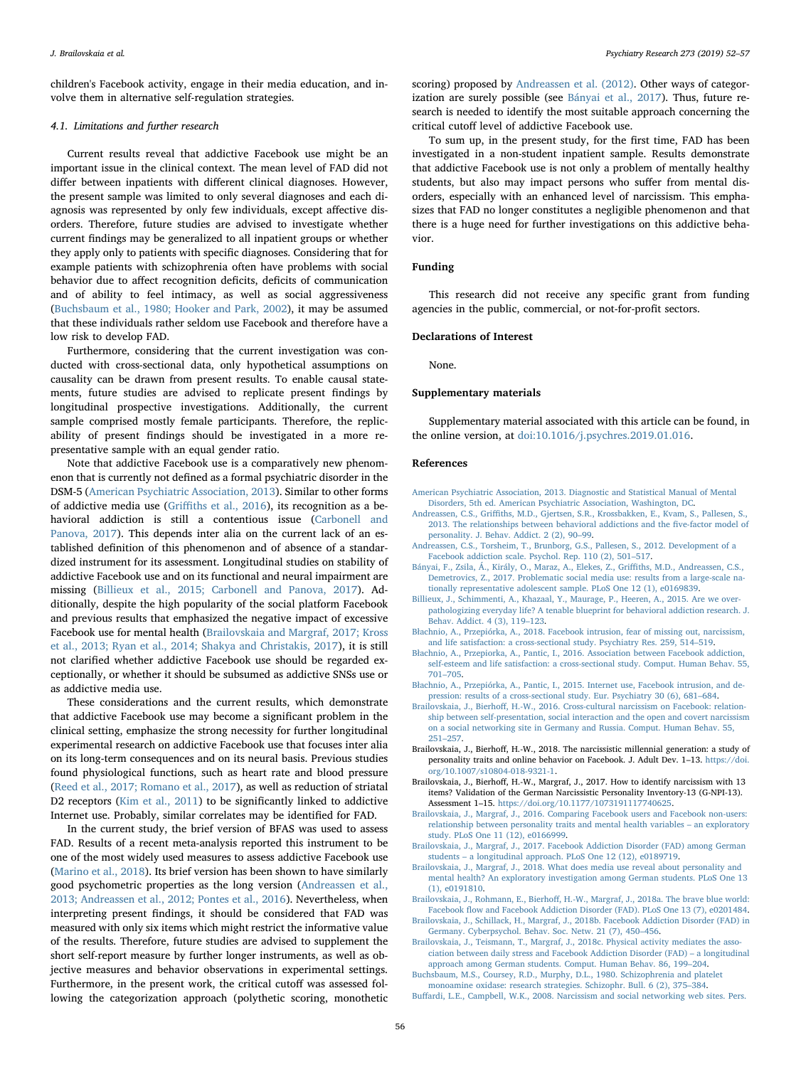children's Facebook activity, engage in their media education, and involve them in alternative self-regulation strategies.

### 4.1. Limitations and further research

Current results reveal that addictive Facebook use might be an important issue in the clinical context. The mean level of FAD did not differ between inpatients with different clinical diagnoses. However, the present sample was limited to only several diagnoses and each diagnosis was represented by only few individuals, except affective disorders. Therefore, future studies are advised to investigate whether current findings may be generalized to all inpatient groups or whether they apply only to patients with specific diagnoses. Considering that for example patients with schizophrenia often have problems with social behavior due to affect recognition deficits, deficits of communication and of ability to feel intimacy, as well as social aggressiveness (Buchsbaum et al., 1980; Hooker and Park, 2002), it may be assumed that these individuals rather seldom use Facebook and therefore have a low risk to develop FAD.

Furthermore, considering that the current investigation was conducted with cross-sectional data, only hypothetical assumptions on causality can be drawn from present results. To enable causal statements, future studies are advised to replicate present findings by longitudinal prospective investigations. Additionally, the current sample comprised mostly female participants. Therefore, the replicability of present findings should be investigated in a more representative sample with an equal gender ratio.

Note that addictive Facebook use is a comparatively new phenomenon that is currently not defined as a formal psychiatric disorder in the DSM-5 (American Psychiatric Association, 2013). Similar to other forms of addictive media use (Griffiths et al., 2016), its recognition as a behavioral addiction is still a contentious issue (Carbonell and Panova, 2017). This depends inter alia on the current lack of an established definition of this phenomenon and of absence of a standardized instrument for its assessment. Longitudinal studies on stability of addictive Facebook use and on its functional and neural impairment are missing (Billieux et al., 2015; Carbonell and Panova, 2017). Additionally, despite the high popularity of the social platform Facebook and previous results that emphasized the negative impact of excessive Facebook use for mental health (Brailovskaia and Margraf, 2017; Kross et al., 2013; Ryan et al., 2014; Shakya and Christakis, 2017), it is still not clarified whether addictive Facebook use should be regarded exceptionally, or whether it should be subsumed as addictive SNSs use or as addictive media use.

These considerations and the current results, which demonstrate that addictive Facebook use may become a significant problem in the clinical setting, emphasize the strong necessity for further longitudinal experimental research on addictive Facebook use that focuses inter alia on its long-term consequences and on its neural basis. Previous studies found physiological functions, such as heart rate and blood pressure (Reed et al., 2017; Romano et al., 2017), as well as reduction of striatal D2 receptors (Kim et al., 2011) to be significantly linked to addictive Internet use. Probably, similar correlates may be identified for FAD.

In the current study, the brief version of BFAS was used to assess FAD. Results of a recent meta-analysis reported this instrument to be one of the most widely used measures to assess addictive Facebook use (Marino et al., 2018). Its brief version has been shown to have similarly good psychometric properties as the long version (Andreassen et al., 2013; Andreassen et al., 2012; Pontes et al., 2016). Nevertheless, when interpreting present findings, it should be considered that FAD was measured with only six items which might restrict the informative value of the results. Therefore, future studies are advised to supplement the short self-report measure by further longer instruments, as well as objective measures and behavior observations in experimental settings. Furthermore, in the present work, the critical cutoff was assessed following the categorization approach (polythetic scoring, monothetic scoring) proposed by Andreassen et al. (2012). Other ways of categorization are surely possible (see Bányai et al., 2017). Thus, future research is needed to identify the most suitable approach concerning the critical cutoff level of addictive Facebook use.

To sum up, in the present study, for the first time, FAD has been investigated in a non-student inpatient sample. Results demonstrate that addictive Facebook use is not only a problem of mentally healthy students, but also may impact persons who suffer from mental disorders, especially with an enhanced level of narcissism. This emphasizes that FAD no longer constitutes a negligible phenomenon and that there is a huge need for further investigations on this addictive behavior.

## Funding

This research did not receive any specific grant from funding agencies in the public, commercial, or not-for-profit sectors.

## Declarations of Interest

None.

## Supplementary materials

Supplementary material associated with this article can be found, in the online version, at doi:10.1016/j.psychres.2019.01.016.

## References

American Psychiatric Association, 2013. Diagnostic and Statistical Manual of Mental Disorders, 5th ed. American Psychiatric Association, Washington, DC.

Andreassen, C.S., Griffiths, M.D., Gjertsen, S.R., Krossbakken, E., Kvam, S., Pallesen, S., 2013. The relationships between behavioral addictions and the five-factor model of personality. J. Behav. Addict. 2 (2), 90–99.

Andreassen, C.S., Torsheim, T., Brunborg, G.S., Pallesen, S., 2012. Development of a Facebook addiction scale. Psychol. Rep. 110 (2), 501–517.

Bányai, F., Zsila, Á., Király, O., Maraz, A., Elekes, Z., Griffiths, M.D., Andreassen, C.S., Demetrovics, Z., 2017. Problematic social media use: results from a large-scale nationally representative adolescent sample. PLoS One 12 (1), e0169839.

Billieux, J., Schimmenti, A., Khazaal, Y., Maurage, P., Heeren, A., 2015. Are we overpathologizing everyday life? A tenable blueprint for behavioral addiction research. J. Behav. Addict. 4 (3), 119–123.

Błachnio, A., Przepiórka, A., 2018. Facebook intrusion, fear of missing out, narcissism, and life satisfaction: a cross-sectional study. Psychiatry Res. 259, 514–519.

Błachnio, A., Przepiorka, A., Pantic, I., 2016. Association between Facebook addiction, self-esteem and life satisfaction: a cross-sectional study. Comput. Human Behav. 55, 701–705.

Błachnio, A., Przepiórka, A., Pantic, I., 2015. Internet use, Facebook intrusion, and depression: results of a cross-sectional study. Eur. Psychiatry 30 (6), 681–684.

Brailovskaia, J., Bierhoff, H.-W., 2016. Cross-cultural narcissism on Facebook: relationship between self-presentation, social interaction and the open and covert narcissism on a social networking site in Germany and Russia. Comput. Human Behav. 55, 251–257.

Brailovskaia, J., Bierhoff, H.-W., 2018. The narcissistic millennial generation: a study of personality traits and online behavior on Facebook. J. Adult Dev. 1–13. https://doi.org/10.1007/s10804-018-9321-1.

Brailovskaia, J., Bierhoff, H.-W., Margraf, J., 2017. How to identify narcissism with 13 items? Validation of the German Narcissistic Personality Inventory-13 (G-NPI-13). Assessment 1–15. https://doi.org/10.1177/1073191117740625.

Brailovskaia, J., Margraf, J., 2016. Comparing Facebook users and Facebook non-users: relationship between personality traits and mental health variables – an exploratory study. PLoS One 11 (12), e0166999.

Brailovskaia, J., Margraf, J., 2017. Facebook Addiction Disorder (FAD) among German students – a longitudinal approach. PLoS One 12 (12), e0189719.

Brailovskaia, J., Margraf, J., 2018. What does media use reveal about personality and mental health? An exploratory investigation among German students. PLoS One 13 (1), e0191810.

Brailovskaia, J., Rohmann, E., Bierhoff, H.-W., Margraf, J., 2018a. The brave blue world: Facebook flow and Facebook Addiction Disorder (FAD). PLoS One 13 (7), e0201484.

Brailovskaia, J., Schillack, H., Margraf, J., 2018b. Facebook Addiction Disorder (FAD) in Germany. Cyberpsychol. Behav. Soc. Netw. 21 (7), 450–456.

Brailovskaia, J., Teismann, T., Margraf, J., 2018c. Physical activity mediates the association between daily stress and Facebook Addiction Disorder (FAD) – a longitudinal approach among German students. Comput. Human Behav. 86, 199–204.

Buchsbaum, M.S., Coursey, R.D., Murphy, D.L., 1980. Schizophrenia and platelet monoamine oxidase: research strategies. Schizophr. Bull. 6 (2), 375–384.

Buffardi, L.E., Campbell, W.K., 2008. Narcissism and social networking web sites. Pers.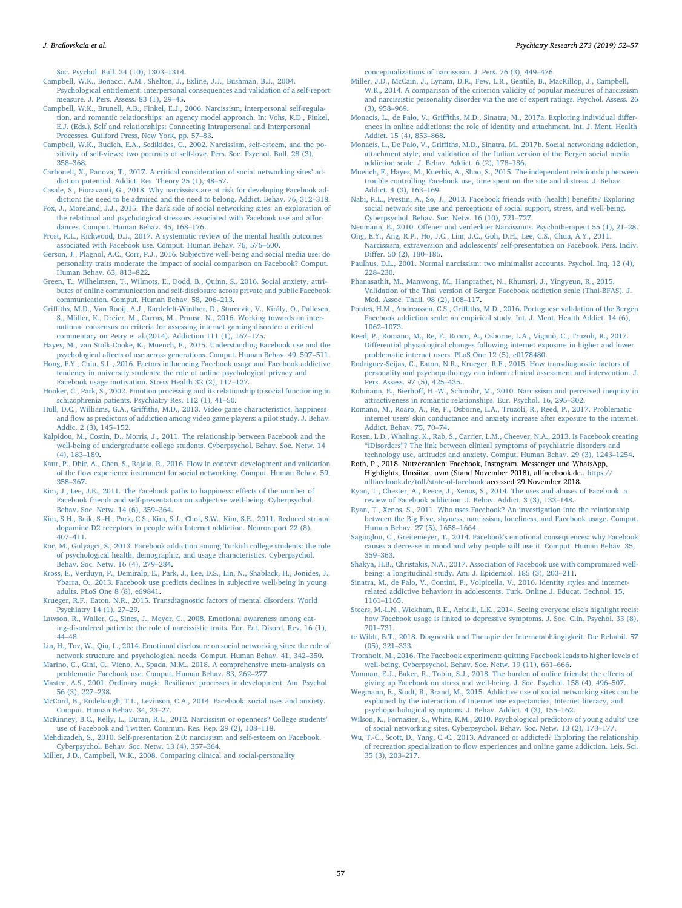Soc. Psychol. Bull. 34 (10), 1303–1314.

Campbell, W.K., Bonacci, A.M., Shelton, J., Exline, J.J., Bushman, B.J., 2004. Psychological entitlement: interpersonal consequences and validation of a self-report measure. J. Pers. Assess. 83 (1), 29–45.

Campbell, W.K., Brunell, A.B., Finkel, E.J., 2006. Narcissism, interpersonal self-regulation, and romantic relationships: an agency model approach. In: Vohs, K.D., Finkel, E.J. (Eds.), Self and relationships: Connecting Intrapersonal and Interpersonal Processes. Guilford Press, New York, pp. 57–83.

Campbell, W.K., Rudich, E.A., Sedikides, C., 2002. Narcissism, self-esteem, and the positivity of self-views: two portraits of self-love. Pers. Soc. Psychol. Bull. 28 (3), 358–368.

Carbonell, X., Panova, T., 2017. A critical consideration of social networking sites' addiction potential. Addict. Res. Theory 25 (1), 48–57.

Casale, S., Fioravanti, G., 2018. Why narcissists are at risk for developing Facebook addiction: the need to be admired and the need to belong. Addict. Behav. 76, 312–318.

Fox, J., Moreland, J.J., 2015. The dark side of social networking sites: an exploration of the relational and psychological stressors associated with Facebook use and affordances. Comput. Human Behav. 45, 168–176.

Frost, R.L., Rickwood, D.J., 2017. A systematic review of the mental health outcomes associated with Facebook use. Comput. Human Behav. 76, 576–600.

Gerson, J., Plagnol, A.C., Corr, P.J., 2016. Subjective well-being and social media use: do personality traits moderate the impact of social comparison on Facebook? Comput. Human Behav. 63, 813–822.

Green, T., Wilhelmsen, T., Wilmots, E., Dodd, B., Quinn, S., 2016. Social anxiety, attributes of online communication and self-disclosure across private and public Facebook communication. Comput. Human Behav. 58, 206–213.

Griffiths, M.D., Van Rooij, A.J., Kardefelt-Winther, D., Starcevic, V., Király, O., Pallesen, S., Müller, K., Dreier, M., Carras, M., Prause, N., 2016. Working towards an international consensus on criteria for assessing internet gaming disorder: a critical commentary on Petry et al.(2014). Addiction 111 (1), 167–175.

Hayes, M., van Stolk-Cooke, K., Muench, F., 2015. Understanding Facebook use and the psychological affects of use across generations. Comput. Human Behav. 49, 507–511.

Hong, F.Y., Chiu, S.L., 2016. Factors influencing Facebook usage and Facebook addictive tendency in university students: the role of online psychological privacy and Facebook usage motivation. Stress Health 32 (2), 117–127.

Hooker, C., Park, S., 2002. Emotion processing and its relationship to social functioning in schizophrenia patients. Psychiatry Res. 112 (1), 41–50.

Hull, D.C., Williams, G.A., Griffiths, M.D., 2013. Video game characteristics, happiness and flow as predictors of addiction among video game players: a pilot study. J. Behav. Addic. 2 (3), 145–152.

Kalpidou, M., Costin, D., Morris, J., 2011. The relationship between Facebook and the well-being of undergraduate college students. Cyberpsychol. Behav. Soc. Netw. 14 (4), 183–189.

Kaur, P., Dhir, A., Chen, S., Rajala, R., 2016. Flow in context: development and validation of the flow experience instrument for social networking. Comput. Human Behav. 59, 358–367.

Kim, J., Lee, J.E., 2011. The Facebook paths to happiness: effects of the number of Facebook friends and self-presentation on subjective well-being. Cyberpsychol. Behav. Soc. Netw. 14 (6), 359–364.

Kim, S.H., Baik, S.-H., Park, C.S., Kim, S.J., Choi, S.W., Kim, S.E., 2011. Reduced striatal dopamine D2 receptors in people with Internet addiction. Neuroreport 22 (8), 407–411.

Koc, M., Gulyagci, S., 2013. Facebook addiction among Turkish college students: the role of psychological health, demographic, and usage characteristics. Cyberpsychol. Behav. Soc. Netw. 16 (4), 279–284.

Kross, E., Verduyn, P., Demiralp, E., Park, J., Lee, D.S., Lin, N., Shablack, H., Jonides, J., Ybarra, O., 2013. Facebook use predicts declines in subjective well-being in young adults. PLoS One 8 (8), e69841.

Krueger, R.F., Eaton, N.R., 2015. Transdiagnostic factors of mental disorders. World Psychiatry 14 (1), 27–29.

Lawson, R., Waller, G., Sines, J., Meyer, C., 2008. Emotional awareness among eating-disordered patients: the role of narcissistic traits. Eur. Eat. Disord. Rev. 16 (1), 44–48.

Lin, H., Tov, W., Qiu, L., 2014. Emotional disclosure on social networking sites: the role of network structure and psychological needs. Comput. Human Behav. 41, 342–350.

Marino, C., Gini, G., Vieno, A., Spada, M.M., 2018. A comprehensive meta-analysis on problematic Facebook use. Comput. Human Behav. 83, 262–277.

Masten, A.S., 2001. Ordinary magic. Resilience processes in development. Am. Psychol. 56 (3), 227–238.

McCord, B., Rodebaugh, T.L., Levinson, C.A., 2014. Facebook: social uses and anxiety. Comput. Human Behav. 34, 23–27.

McKinney, B.C., Kelly, L., Duran, R.L., 2012. Narcissism or openness? College students' use of Facebook and Twitter. Commun. Res. Rep. 29 (2), 108–118.

Mehdizadeh, S., 2010. Self-presentation 2.0: narcissism and self-esteem on Facebook. Cyberpsychol. Behav. Soc. Netw. 13 (4), 357–364.

Miller, J.D., Campbell, W.K., 2008. Comparing clinical and social-personality conceptualizations of narcissism. J. Pers. 76 (3), 449–476.

Miller, J.D., McCain, J., Lynam, D.R., Few, L.R., Gentile, B., MacKillop, J., Campbell, W.K., 2014. A comparison of the criterion validity of popular measures of narcissism and narcissistic personality disorder via the use of expert ratings. Psychol. Assess. 26 (3), 958–969.

Monacis, L., de Palo, V., Griffiths, M.D., Sinatra, M., 2017a. Exploring individual differences in online addictions: the role of identity and attachment. Int. J. Ment. Health Addict. 15 (4), 853–868.

Monacis, L., De Palo, V., Griffiths, M.D., Sinatra, M., 2017b. Social networking addiction, attachment style, and validation of the Italian version of the Bergen social media addiction scale. J. Behav. Addict. 6 (2), 178–186.

Muench, F., Hayes, M., Kuerbis, A., Shao, S., 2015. The independent relationship between trouble controlling Facebook use, time spent on the site and distress. J. Behav. Addict. 4 (3), 163–169.

Nabi, R.L., Prestin, A., So, J., 2013. Facebook friends with (health) benefits? Exploring social network site use and perceptions of social support, stress, and well-being. Cyberpsychol. Behav. Soc. Netw. 16 (10), 721–727.

Neumann, E., 2010. Offener und verdeckter Narzissmus. Psychotherapeut 55 (1), 21–28.

Ong, E.Y., Ang, R.P., Ho, J.C., Lim, J.C., Goh, D.H., Lee, C.S., Chua, A.Y., 2011. Narcissism, extraversion and adolescents' self-presentation on Facebook. Pers. Indiv. Differ. 50 (2), 180–185.

Paulhus, D.L., 2001. Normal narcissism: two minimalist accounts. Psychol. Inq. 12 (4), 228–230.

Phanasathit, M., Manwong, M., Hanprathet, N., Khumsri, J., Yingyeun, R., 2015. Validation of the Thai version of Bergen Facebook addiction scale (Thai-BFAS). J. Med. Assoc. Thail. 98 (2), 108–117.

Pontes, H.M., Andreassen, C.S., Griffiths, M.D., 2016. Portuguese validation of the Bergen Facebook addiction scale: an empirical study. Int. J. Ment. Health Addict. 14 (6), 1062–1073.

Reed, P., Romano, M., Re, F., Roaro, A., Osborne, L.A., Viganò, C., Truzoli, R., 2017. Differential physiological changes following internet exposure in higher and lower problematic internet users. PLoS One 12 (5), e0178480.

Rodriguez-Seijas, C., Eaton, N.R., Krueger, R.F., 2015. How transdiagnostic factors of personality and psychopathology can inform clinical assessment and intervention. J. Pers. Assess. 97 (5), 425–435.

Rohmann, E., Bierhoff, H.-W., Schmohr, M., 2010. Narcissism and perceived inequity in attractiveness in romantic relationships. Eur. Psychol. 16, 295–302.

Romano, M., Roaro, A., Re, F., Osborne, L.A., Truzoli, R., Reed, P., 2017. Problematic internet users' skin conductance and anxiety increase after exposure to the internet. Addict. Behav. 75, 70–74.

Rosen, L.D., Whaling, K., Rab, S., Carrier, L.M., Cheever, N.A., 2013. Is Facebook creating "iDisorders"? The link between clinical symptoms of psychiatric disorders and technology use, attitudes and anxiety. Comput. Human Behav. 29 (3), 1243–1254.

Roth, P., 2018. Nutzerzahlen: Facebook, Instagram, Messenger und WhatsApp, Highlights, Umsätze, uvm (Stand November 2018), allfacebook.de.. https://allfacebook.de/toll/state-of-facebook accessed 29 November 2018.

Ryan, T., Chester, A., Reece, J., Xenos, S., 2014. The uses and abuses of Facebook: a review of Facebook addiction. J. Behav. Addict. 3 (3), 133–148.

Ryan, T., Xenos, S., 2011. Who uses Facebook? An investigation into the relationship between the Big Five, shyness, narcissism, loneliness, and Facebook usage. Comput. Human Behav. 27 (5), 1658–1664.

Sagioglou, C., Greitemeyer, T., 2014. Facebook's emotional consequences: why Facebook causes a decrease in mood and why people still use it. Comput. Human Behav. 35, 359–363.

Shakya, H.B., Christakis, N.A., 2017. Association of Facebook use with compromised well-being: a longitudinal study. Am. J. Epidemiol. 185 (3), 203–211.

Sinatra, M., de Palo, V., Contini, P., Volpicella, V., 2016. Identity styles and internet-related addictive behaviors in adolescents. Turk. Online J. Educat. Technol. 15, 1161–1165.

Steers, M.-L.N., Wickham, R.E., Acitelli, L.K., 2014. Seeing everyone else's highlight reels: how Facebook usage is linked to depressive symptoms. J. Soc. Clin. Psychol. 33 (8), 701–731.

te Wildt, B.T., 2018. Diagnostik und Therapie der Internetabhängigkeit. Die Rehabil. 57 (05), 321–333.

Tromholt, M., 2016. The Facebook experiment: quitting Facebook leads to higher levels of well-being. Cyberpsychol. Behav. Soc. Netw. 19 (11), 661–666.

Vanman, E.J., Baker, R., Tobin, S.J., 2018. The burden of online friends: the effects of giving up Facebook on stress and well-being. J. Soc. Psychol. 158 (4), 496–507.

Wegmann, E., Stodt, B., Brand, M., 2015. Addictive use of social networking sites can be explained by the interaction of Internet use expectancies, Internet literacy, and psychopathological symptoms. J. Behav. Addict. 4 (3), 155–162.

Wilson, K., Fornasier, S., White, K.M., 2010. Psychological predictors of young adults' use of social networking sites. Cyberpsychol. Behav. Soc. Netw. 13 (2), 173–177.

Wu, T.-C., Scott, D., Yang, C.-C., 2013. Advanced or addicted? Exploring the relationship of recreation specialization to flow experiences and online game addiction. Leis. Sci. 35 (3), 203–217.